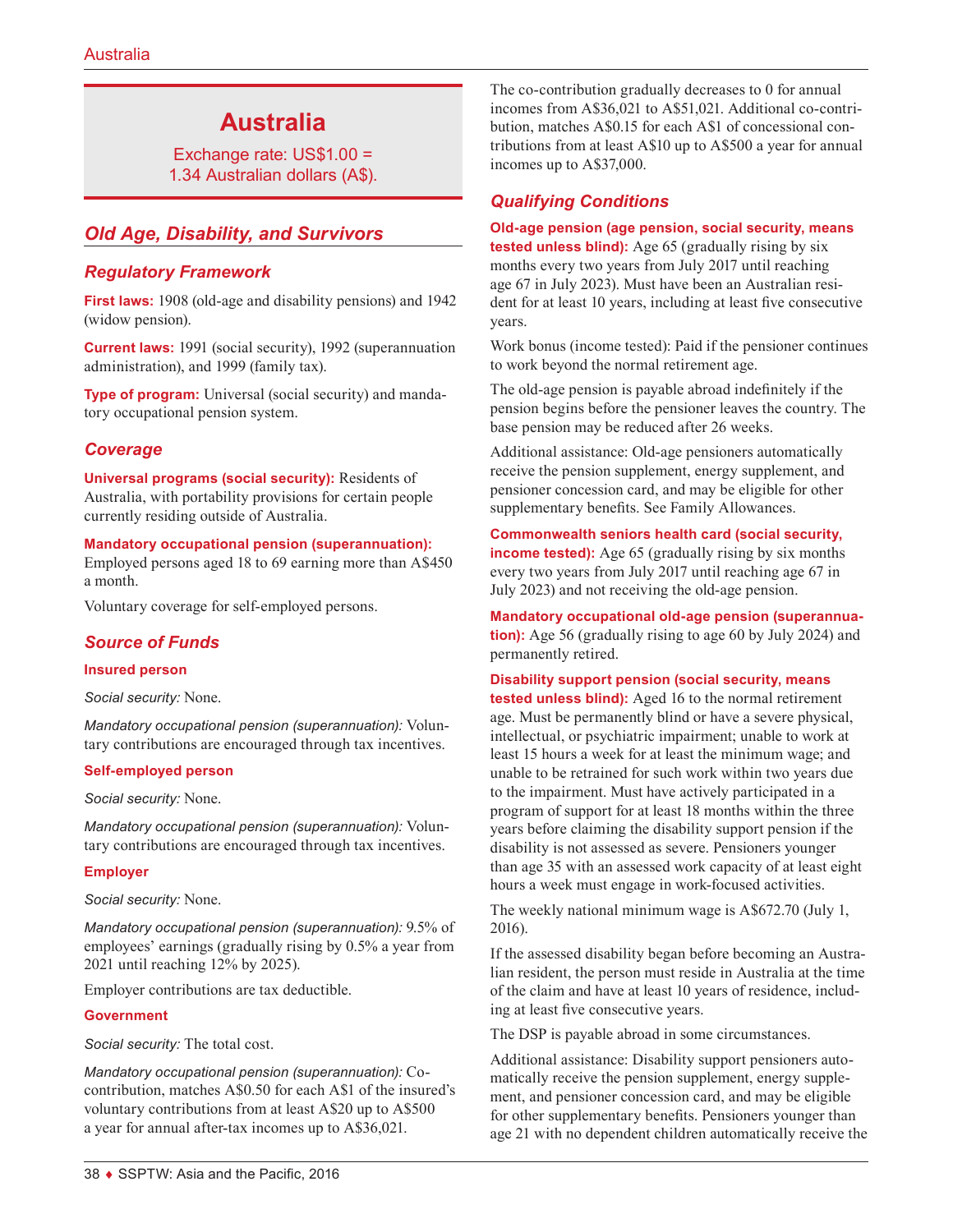# Australia

Exchange rate: US$1.00 = 1.34 Australian dollars (A$).

## Old Age, Disability, and Survivors

### Regulatory Framework

**First laws:** 1908 (old-age and disability pensions) and 1942 (widow pension).

**Current laws:** 1991 (social security), 1992 (superannuation administration), and 1999 (family tax).

**Type of program:** Universal (social security) and mandatory occupational pension system.

### Coverage

**Universal programs (social security):** Residents of Australia, with portability provisions for certain people currently residing outside of Australia.

**Mandatory occupational pension (superannuation):** Employed persons aged 18 to 69 earning more than A$450 a month.

Voluntary coverage for self-employed persons.

### Source of Funds

**Insured person**

*Social security:* None.

*Mandatory occupational pension (superannuation):* Voluntary contributions are encouraged through tax incentives.

**Self-employed person**

*Social security:* None.

*Mandatory occupational pension (superannuation):* Voluntary contributions are encouraged through tax incentives.

**Employer**

*Social security:* None.

*Mandatory occupational pension (superannuation):* 9.5% of employees' earnings (gradually rising by 0.5% a year from 2021 until reaching 12% by 2025).

Employer contributions are tax deductible.

**Government**

*Social security:* The total cost.

*Mandatory occupational pension (superannuation):* Co-contribution, matches A$0.50 for each A$1 of the insured's voluntary contributions from at least A$20 up to A$500 a year for annual after-tax incomes up to A$36,021.

The co-contribution gradually decreases to 0 for annual incomes from A$36,021 to A$51,021. Additional co-contribution, matches A$0.15 for each A$1 of concessional contributions from at least A$10 up to A$500 a year for annual incomes up to A$37,000.

### Qualifying Conditions

**Old-age pension (age pension, social security, means tested unless blind):** Age 65 (gradually rising by six months every two years from July 2017 until reaching age 67 in July 2023). Must have been an Australian resident for at least 10 years, including at least five consecutive years.

Work bonus (income tested): Paid if the pensioner continues to work beyond the normal retirement age.

The old-age pension is payable abroad indefinitely if the pension begins before the pensioner leaves the country. The base pension may be reduced after 26 weeks.

Additional assistance: Old-age pensioners automatically receive the pension supplement, energy supplement, and pensioner concession card, and may be eligible for other supplementary benefits. See Family Allowances.

**Commonwealth seniors health card (social security, income tested):** Age 65 (gradually rising by six months every two years from July 2017 until reaching age 67 in July 2023) and not receiving the old-age pension.

**Mandatory occupational old-age pension (superannuation):** Age 56 (gradually rising to age 60 by July 2024) and permanently retired.

**Disability support pension (social security, means tested unless blind):** Aged 16 to the normal retirement age. Must be permanently blind or have a severe physical, intellectual, or psychiatric impairment; unable to work at least 15 hours a week for at least the minimum wage; and unable to be retrained for such work within two years due to the impairment. Must have actively participated in a program of support for at least 18 months within the three years before claiming the disability support pension if the disability is not assessed as severe. Pensioners younger than age 35 with an assessed work capacity of at least eight hours a week must engage in work-focused activities.

The weekly national minimum wage is A$672.70 (July 1, 2016).

If the assessed disability began before becoming an Australian resident, the person must reside in Australia at the time of the claim and have at least 10 years of residence, including at least five consecutive years.

The DSP is payable abroad in some circumstances.

Additional assistance: Disability support pensioners automatically receive the pension supplement, energy supplement, and pensioner concession card, and may be eligible for other supplementary benefits. Pensioners younger than age 21 with no dependent children automatically receive the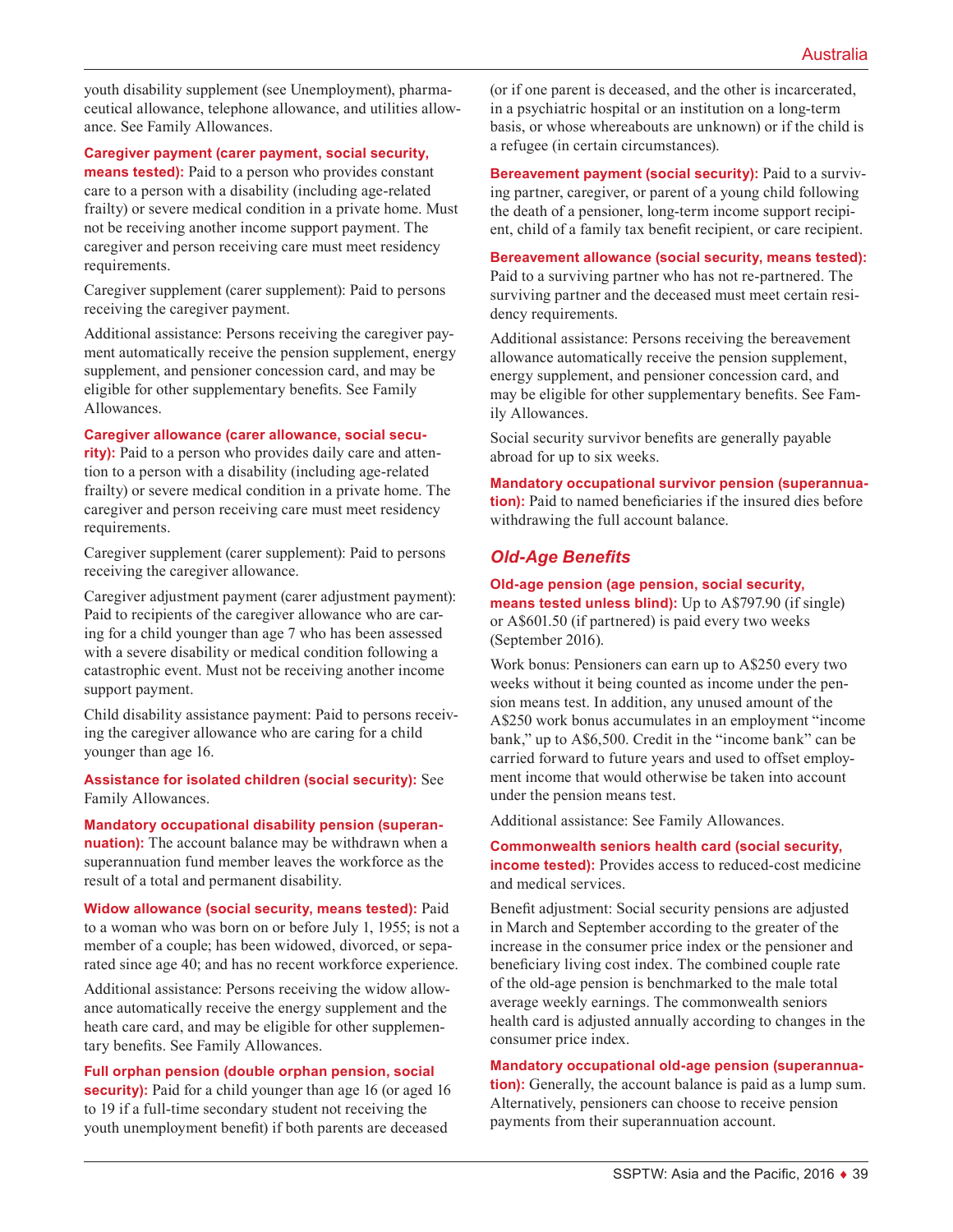youth disability supplement (see Unemployment), pharmaceutical allowance, telephone allowance, and utilities allowance. See Family Allowances.

**Caregiver payment (carer payment, social security, means tested):** Paid to a person who provides constant care to a person with a disability (including age-related frailty) or severe medical condition in a private home. Must not be receiving another income support payment. The caregiver and person receiving care must meet residency requirements.

Caregiver supplement (carer supplement): Paid to persons receiving the caregiver payment.

Additional assistance: Persons receiving the caregiver payment automatically receive the pension supplement, energy supplement, and pensioner concession card, and may be eligible for other supplementary benefits. See Family Allowances.

**Caregiver allowance (carer allowance, social security):** Paid to a person who provides daily care and attention to a person with a disability (including age-related frailty) or severe medical condition in a private home. The caregiver and person receiving care must meet residency requirements.

Caregiver supplement (carer supplement): Paid to persons receiving the caregiver allowance.

Caregiver adjustment payment (carer adjustment payment): Paid to recipients of the caregiver allowance who are caring for a child younger than age 7 who has been assessed with a severe disability or medical condition following a catastrophic event. Must not be receiving another income support payment.

Child disability assistance payment: Paid to persons receiving the caregiver allowance who are caring for a child younger than age 16.

**Assistance for isolated children (social security):** See Family Allowances.

**Mandatory occupational disability pension (superannuation):** The account balance may be withdrawn when a superannuation fund member leaves the workforce as the result of a total and permanent disability.

**Widow allowance (social security, means tested):** Paid to a woman who was born on or before July 1, 1955; is not a member of a couple; has been widowed, divorced, or separated since age 40; and has no recent workforce experience.

Additional assistance: Persons receiving the widow allowance automatically receive the energy supplement and the heath care card, and may be eligible for other supplementary benefits. See Family Allowances.

**Full orphan pension (double orphan pension, social security):** Paid for a child younger than age 16 (or aged 16 to 19 if a full-time secondary student not receiving the youth unemployment benefit) if both parents are deceased (or if one parent is deceased, and the other is incarcerated, in a psychiatric hospital or an institution on a long-term basis, or whose whereabouts are unknown) or if the child is a refugee (in certain circumstances).

**Bereavement payment (social security):** Paid to a surviving partner, caregiver, or parent of a young child following the death of a pensioner, long-term income support recipient, child of a family tax benefit recipient, or care recipient.

**Bereavement allowance (social security, means tested):** Paid to a surviving partner who has not re-partnered. The surviving partner and the deceased must meet certain residency requirements.

Additional assistance: Persons receiving the bereavement allowance automatically receive the pension supplement, energy supplement, and pensioner concession card, and may be eligible for other supplementary benefits. See Family Allowances.

Social security survivor benefits are generally payable abroad for up to six weeks.

**Mandatory occupational survivor pension (superannuation):** Paid to named beneficiaries if the insured dies before withdrawing the full account balance.

## *Old-Age Benefits*

**Old-age pension (age pension, social security, means tested unless blind):** Up to A$797.90 (if single) or A$601.50 (if partnered) is paid every two weeks (September 2016).

Work bonus: Pensioners can earn up to A$250 every two weeks without it being counted as income under the pension means test. In addition, any unused amount of the A$250 work bonus accumulates in an employment "income bank," up to A$6,500. Credit in the "income bank" can be carried forward to future years and used to offset employment income that would otherwise be taken into account under the pension means test.

Additional assistance: See Family Allowances.

**Commonwealth seniors health card (social security, income tested):** Provides access to reduced-cost medicine and medical services.

Benefit adjustment: Social security pensions are adjusted in March and September according to the greater of the increase in the consumer price index or the pensioner and beneficiary living cost index. The combined couple rate of the old-age pension is benchmarked to the male total average weekly earnings. The commonwealth seniors health card is adjusted annually according to changes in the consumer price index.

**Mandatory occupational old-age pension (superannuation):** Generally, the account balance is paid as a lump sum. Alternatively, pensioners can choose to receive pension payments from their superannuation account.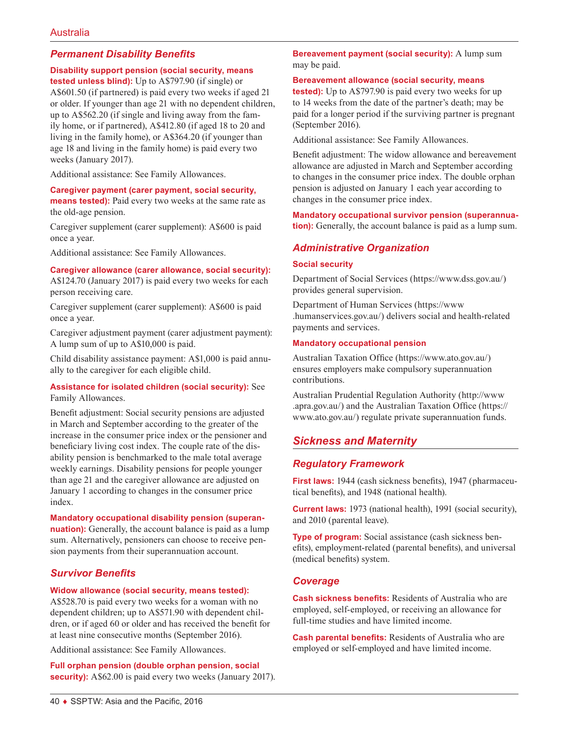## Permanent Disability Benefits

**Disability support pension (social security, means tested unless blind):** Up to A$797.90 (if single) or A$601.50 (if partnered) is paid every two weeks if aged 21 or older. If younger than age 21 with no dependent children, up to A$562.20 (if single and living away from the family home, or if partnered), A$412.80 (if aged 18 to 20 and living in the family home), or A$364.20 (if younger than age 18 and living in the family home) is paid every two weeks (January 2017).

Additional assistance: See Family Allowances.

**Caregiver payment (carer payment, social security, means tested):** Paid every two weeks at the same rate as the old-age pension.

Caregiver supplement (carer supplement): A$600 is paid once a year.

Additional assistance: See Family Allowances.

**Caregiver allowance (carer allowance, social security):** A$124.70 (January 2017) is paid every two weeks for each person receiving care.

Caregiver supplement (carer supplement): A$600 is paid once a year.

Caregiver adjustment payment (carer adjustment payment): A lump sum of up to A$10,000 is paid.

Child disability assistance payment: A$1,000 is paid annually to the caregiver for each eligible child.

**Assistance for isolated children (social security):** See Family Allowances.

Benefit adjustment: Social security pensions are adjusted in March and September according to the greater of the increase in the consumer price index or the pensioner and beneficiary living cost index. The couple rate of the disability pension is benchmarked to the male total average weekly earnings. Disability pensions for people younger than age 21 and the caregiver allowance are adjusted on January 1 according to changes in the consumer price index.

**Mandatory occupational disability pension (superannuation):** Generally, the account balance is paid as a lump sum. Alternatively, pensioners can choose to receive pension payments from their superannuation account.

## Survivor Benefits

**Widow allowance (social security, means tested):** A$528.70 is paid every two weeks for a woman with no dependent children; up to A$571.90 with dependent children, or if aged 60 or older and has received the benefit for at least nine consecutive months (September 2016).

Additional assistance: See Family Allowances.

**Full orphan pension (double orphan pension, social security):** A$62.00 is paid every two weeks (January 2017).

**Bereavement payment (social security):** A lump sum may be paid.

**Bereavement allowance (social security, means tested):** Up to A$797.90 is paid every two weeks for up to 14 weeks from the date of the partner's death; may be paid for a longer period if the surviving partner is pregnant (September 2016).

Additional assistance: See Family Allowances.

Benefit adjustment: The widow allowance and bereavement allowance are adjusted in March and September according to changes in the consumer price index. The double orphan pension is adjusted on January 1 each year according to changes in the consumer price index.

**Mandatory occupational survivor pension (superannuation):** Generally, the account balance is paid as a lump sum.

## Administrative Organization

### Social security

Department of Social Services (https://www.dss.gov.au/) provides general supervision.

Department of Human Services (https://www.humanservices.gov.au/) delivers social and health-related payments and services.

### Mandatory occupational pension

Australian Taxation Office (https://www.ato.gov.au/) ensures employers make compulsory superannuation contributions.

Australian Prudential Regulation Authority (http://www.apra.gov.au/) and the Australian Taxation Office (https://www.ato.gov.au/) regulate private superannuation funds.

# Sickness and Maternity

## Regulatory Framework

**First laws:** 1944 (cash sickness benefits), 1947 (pharmaceutical benefits), and 1948 (national health).

**Current laws:** 1973 (national health), 1991 (social security), and 2010 (parental leave).

**Type of program:** Social assistance (cash sickness benefits), employment-related (parental benefits), and universal (medical benefits) system.

## Coverage

**Cash sickness benefits:** Residents of Australia who are employed, self-employed, or receiving an allowance for full-time studies and have limited income.

**Cash parental benefits:** Residents of Australia who are employed or self-employed and have limited income.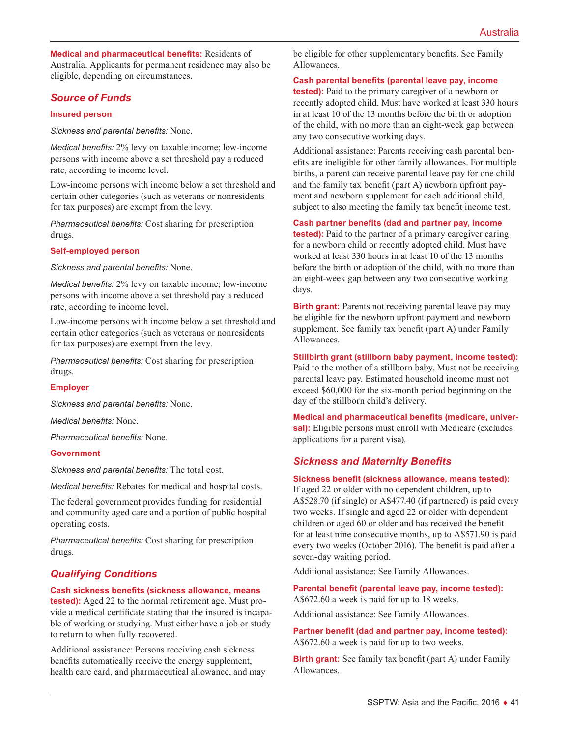**Medical and pharmaceutical benefits:** Residents of Australia. Applicants for permanent residence may also be eligible, depending on circumstances.

## Source of Funds

### Insured person

*Sickness and parental benefits:* None.

*Medical benefits:* 2% levy on taxable income; low-income persons with income above a set threshold pay a reduced rate, according to income level.

Low-income persons with income below a set threshold and certain other categories (such as veterans or nonresidents for tax purposes) are exempt from the levy.

*Pharmaceutical benefits:* Cost sharing for prescription drugs.

### Self-employed person

*Sickness and parental benefits:* None.

*Medical benefits:* 2% levy on taxable income; low-income persons with income above a set threshold pay a reduced rate, according to income level.

Low-income persons with income below a set threshold and certain other categories (such as veterans or nonresidents for tax purposes) are exempt from the levy.

*Pharmaceutical benefits:* Cost sharing for prescription drugs.

### Employer

*Sickness and parental benefits:* None.

*Medical benefits:* None.

*Pharmaceutical benefits:* None.

### Government

*Sickness and parental benefits:* The total cost.

*Medical benefits:* Rebates for medical and hospital costs.

The federal government provides funding for residential and community aged care and a portion of public hospital operating costs.

*Pharmaceutical benefits:* Cost sharing for prescription drugs.

## Qualifying Conditions

**Cash sickness benefits (sickness allowance, means tested):** Aged 22 to the normal retirement age. Must provide a medical certificate stating that the insured is incapable of working or studying. Must either have a job or study to return to when fully recovered.

Additional assistance: Persons receiving cash sickness benefits automatically receive the energy supplement, health care card, and pharmaceutical allowance, and may be eligible for other supplementary benefits. See Family Allowances.

**Cash parental benefits (parental leave pay, income tested):** Paid to the primary caregiver of a newborn or recently adopted child. Must have worked at least 330 hours in at least 10 of the 13 months before the birth or adoption of the child, with no more than an eight-week gap between any two consecutive working days.

Additional assistance: Parents receiving cash parental benefits are ineligible for other family allowances. For multiple births, a parent can receive parental leave pay for one child and the family tax benefit (part A) newborn upfront payment and newborn supplement for each additional child, subject to also meeting the family tax benefit income test.

**Cash partner benefits (dad and partner pay, income tested):** Paid to the partner of a primary caregiver caring for a newborn child or recently adopted child. Must have worked at least 330 hours in at least 10 of the 13 months before the birth or adoption of the child, with no more than an eight-week gap between any two consecutive working days.

**Birth grant:** Parents not receiving parental leave pay may be eligible for the newborn upfront payment and newborn supplement. See family tax benefit (part A) under Family Allowances.

**Stillbirth grant (stillborn baby payment, income tested):** Paid to the mother of a stillborn baby. Must not be receiving parental leave pay. Estimated household income must not exceed $60,000 for the six-month period beginning on the day of the stillborn child's delivery.

**Medical and pharmaceutical benefits (medicare, universal):** Eligible persons must enroll with Medicare (excludes applications for a parent visa).

## Sickness and Maternity Benefits

**Sickness benefit (sickness allowance, means tested):** If aged 22 or older with no dependent children, up to A$528.70 (if single) or A$477.40 (if partnered) is paid every two weeks. If single and aged 22 or older with dependent children or aged 60 or older and has received the benefit for at least nine consecutive months, up to A$571.90 is paid every two weeks (October 2016). The benefit is paid after a seven-day waiting period.

Additional assistance: See Family Allowances.

**Parental benefit (parental leave pay, income tested):** A$672.60 a week is paid for up to 18 weeks.

Additional assistance: See Family Allowances.

**Partner benefit (dad and partner pay, income tested):** A$672.60 a week is paid for up to two weeks.

**Birth grant:** See family tax benefit (part A) under Family Allowances.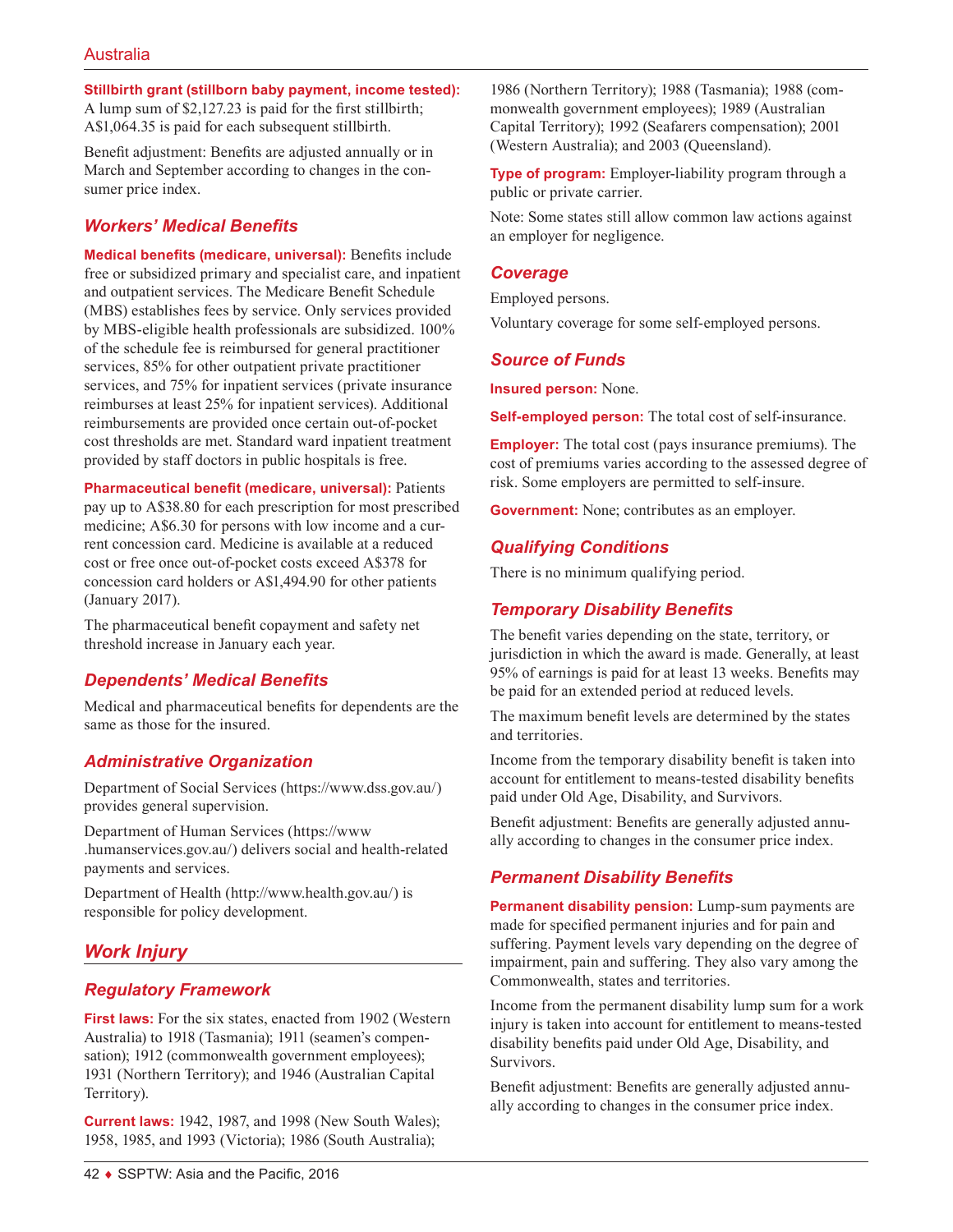**Stillbirth grant (stillborn baby payment, income tested):** A lump sum of $2,127.23 is paid for the first stillbirth; A$1,064.35 is paid for each subsequent stillbirth.

Benefit adjustment: Benefits are adjusted annually or in March and September according to changes in the consumer price index.

### Workers' Medical Benefits

**Medical benefits (medicare, universal):** Benefits include free or subsidized primary and specialist care, and inpatient and outpatient services. The Medicare Benefit Schedule (MBS) establishes fees by service. Only services provided by MBS-eligible health professionals are subsidized. 100% of the schedule fee is reimbursed for general practitioner services, 85% for other outpatient private practitioner services, and 75% for inpatient services (private insurance reimburses at least 25% for inpatient services). Additional reimbursements are provided once certain out-of-pocket cost thresholds are met. Standard ward inpatient treatment provided by staff doctors in public hospitals is free.

**Pharmaceutical benefit (medicare, universal):** Patients pay up to A$38.80 for each prescription for most prescribed medicine; A$6.30 for persons with low income and a current concession card. Medicine is available at a reduced cost or free once out-of-pocket costs exceed A$378 for concession card holders or A$1,494.90 for other patients (January 2017).

The pharmaceutical benefit copayment and safety net threshold increase in January each year.

### Dependents' Medical Benefits

Medical and pharmaceutical benefits for dependents are the same as those for the insured.

### Administrative Organization

Department of Social Services (https://www.dss.gov.au/) provides general supervision.

Department of Human Services (https://www.humanservices.gov.au/) delivers social and health-related payments and services.

Department of Health (http://www.health.gov.au/) is responsible for policy development.

## Work Injury

### Regulatory Framework

**First laws:** For the six states, enacted from 1902 (Western Australia) to 1918 (Tasmania); 1911 (seamen's compensation); 1912 (commonwealth government employees); 1931 (Northern Territory); and 1946 (Australian Capital Territory).

**Current laws:** 1942, 1987, and 1998 (New South Wales); 1958, 1985, and 1993 (Victoria); 1986 (South Australia); 1986 (Northern Territory); 1988 (Tasmania); 1988 (commonwealth government employees); 1989 (Australian Capital Territory); 1992 (Seafarers compensation); 2001 (Western Australia); and 2003 (Queensland).

**Type of program:** Employer-liability program through a public or private carrier.

Note: Some states still allow common law actions against an employer for negligence.

### Coverage

Employed persons.

Voluntary coverage for some self-employed persons.

### Source of Funds

**Insured person:** None.

**Self-employed person:** The total cost of self-insurance.

**Employer:** The total cost (pays insurance premiums). The cost of premiums varies according to the assessed degree of risk. Some employers are permitted to self-insure.

**Government:** None; contributes as an employer.

### Qualifying Conditions

There is no minimum qualifying period.

### Temporary Disability Benefits

The benefit varies depending on the state, territory, or jurisdiction in which the award is made. Generally, at least 95% of earnings is paid for at least 13 weeks. Benefits may be paid for an extended period at reduced levels.

The maximum benefit levels are determined by the states and territories.

Income from the temporary disability benefit is taken into account for entitlement to means-tested disability benefits paid under Old Age, Disability, and Survivors.

Benefit adjustment: Benefits are generally adjusted annually according to changes in the consumer price index.

### Permanent Disability Benefits

**Permanent disability pension:** Lump-sum payments are made for specified permanent injuries and for pain and suffering. Payment levels vary depending on the degree of impairment, pain and suffering. They also vary among the Commonwealth, states and territories.

Income from the permanent disability lump sum for a work injury is taken into account for entitlement to means-tested disability benefits paid under Old Age, Disability, and Survivors.

Benefit adjustment: Benefits are generally adjusted annually according to changes in the consumer price index.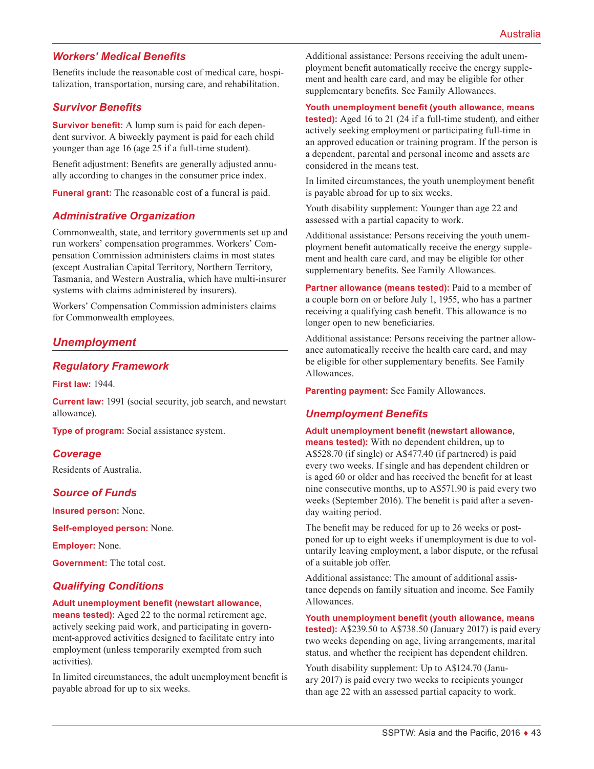### Workers' Medical Benefits

Benefits include the reasonable cost of medical care, hospitalization, transportation, nursing care, and rehabilitation.

### Survivor Benefits

**Survivor benefit:** A lump sum is paid for each dependent survivor. A biweekly payment is paid for each child younger than age 16 (age 25 if a full-time student).

Benefit adjustment: Benefits are generally adjusted annually according to changes in the consumer price index.

**Funeral grant:** The reasonable cost of a funeral is paid.

### Administrative Organization

Commonwealth, state, and territory governments set up and run workers' compensation programmes. Workers' Compensation Commission administers claims in most states (except Australian Capital Territory, Northern Territory, Tasmania, and Western Australia, which have multi-insurer systems with claims administered by insurers).

Workers' Compensation Commission administers claims for Commonwealth employees.

## Unemployment

### Regulatory Framework

**First law:** 1944.

**Current law:** 1991 (social security, job search, and newstart allowance).

**Type of program:** Social assistance system.

### Coverage

Residents of Australia.

### Source of Funds

**Insured person:** None.

**Self-employed person:** None.

**Employer:** None.

**Government:** The total cost.

### Qualifying Conditions

**Adult unemployment benefit (newstart allowance, means tested):** Aged 22 to the normal retirement age, actively seeking paid work, and participating in government-approved activities designed to facilitate entry into employment (unless temporarily exempted from such activities).

In limited circumstances, the adult unemployment benefit is payable abroad for up to six weeks.

Additional assistance: Persons receiving the adult unemployment benefit automatically receive the energy supplement and health care card, and may be eligible for other supplementary benefits. See Family Allowances.

**Youth unemployment benefit (youth allowance, means tested):** Aged 16 to 21 (24 if a full-time student), and either actively seeking employment or participating full-time in an approved education or training program. If the person is a dependent, parental and personal income and assets are considered in the means test.

In limited circumstances, the youth unemployment benefit is payable abroad for up to six weeks.

Youth disability supplement: Younger than age 22 and assessed with a partial capacity to work.

Additional assistance: Persons receiving the youth unemployment benefit automatically receive the energy supplement and health care card, and may be eligible for other supplementary benefits. See Family Allowances.

**Partner allowance (means tested):** Paid to a member of a couple born on or before July 1, 1955, who has a partner receiving a qualifying cash benefit. This allowance is no longer open to new beneficiaries.

Additional assistance: Persons receiving the partner allowance automatically receive the health care card, and may be eligible for other supplementary benefits. See Family Allowances.

**Parenting payment:** See Family Allowances.

### Unemployment Benefits

**Adult unemployment benefit (newstart allowance, means tested):** With no dependent children, up to A$528.70 (if single) or A$477.40 (if partnered) is paid every two weeks. If single and has dependent children or is aged 60 or older and has received the benefit for at least nine consecutive months, up to A$571.90 is paid every two weeks (September 2016). The benefit is paid after a seven-day waiting period.

The benefit may be reduced for up to 26 weeks or postponed for up to eight weeks if unemployment is due to voluntarily leaving employment, a labor dispute, or the refusal of a suitable job offer.

Additional assistance: The amount of additional assistance depends on family situation and income. See Family Allowances.

**Youth unemployment benefit (youth allowance, means tested):** A$239.50 to A$738.50 (January 2017) is paid every two weeks depending on age, living arrangements, marital status, and whether the recipient has dependent children.

Youth disability supplement: Up to A$124.70 (January 2017) is paid every two weeks to recipients younger than age 22 with an assessed partial capacity to work.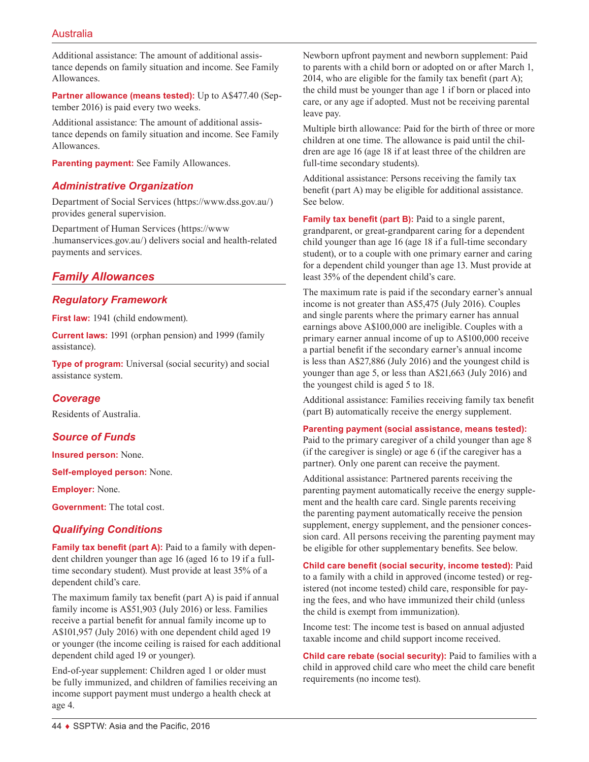Additional assistance: The amount of additional assistance depends on family situation and income. See Family Allowances.

**Partner allowance (means tested):** Up to A$477.40 (September 2016) is paid every two weeks.

Additional assistance: The amount of additional assistance depends on family situation and income. See Family Allowances.

**Parenting payment:** See Family Allowances.

### *Administrative Organization*

Department of Social Services (https://www.dss.gov.au/) provides general supervision.

Department of Human Services (https://www.humanservices.gov.au/) delivers social and health-related payments and services.

## *Family Allowances*

### *Regulatory Framework*

**First law:** 1941 (child endowment).

**Current laws:** 1991 (orphan pension) and 1999 (family assistance).

**Type of program:** Universal (social security) and social assistance system.

### *Coverage*

Residents of Australia.

### *Source of Funds*

**Insured person:** None.

**Self-employed person:** None.

**Employer:** None.

**Government:** The total cost.

### *Qualifying Conditions*

**Family tax benefit (part A):** Paid to a family with dependent children younger than age 16 (aged 16 to 19 if a full-time secondary student). Must provide at least 35% of a dependent child's care.

The maximum family tax benefit (part A) is paid if annual family income is A$51,903 (July 2016) or less. Families receive a partial benefit for annual family income up to A$101,957 (July 2016) with one dependent child aged 19 or younger (the income ceiling is raised for each additional dependent child aged 19 or younger).

End-of-year supplement: Children aged 1 or older must be fully immunized, and children of families receiving an income support payment must undergo a health check at age 4.

Newborn upfront payment and newborn supplement: Paid to parents with a child born or adopted on or after March 1, 2014, who are eligible for the family tax benefit (part A); the child must be younger than age 1 if born or placed into care, or any age if adopted. Must not be receiving parental leave pay.

Multiple birth allowance: Paid for the birth of three or more children at one time. The allowance is paid until the children are age 16 (age 18 if at least three of the children are full-time secondary students).

Additional assistance: Persons receiving the family tax benefit (part A) may be eligible for additional assistance. See below.

**Family tax benefit (part B):** Paid to a single parent, grandparent, or great-grandparent caring for a dependent child younger than age 16 (age 18 if a full-time secondary student), or to a couple with one primary earner and caring for a dependent child younger than age 13. Must provide at least 35% of the dependent child's care.

The maximum rate is paid if the secondary earner's annual income is not greater than A$5,475 (July 2016). Couples and single parents where the primary earner has annual earnings above A$100,000 are ineligible. Couples with a primary earner annual income of up to A$100,000 receive a partial benefit if the secondary earner's annual income is less than A$27,886 (July 2016) and the youngest child is younger than age 5, or less than A$21,663 (July 2016) and the youngest child is aged 5 to 18.

Additional assistance: Families receiving family tax benefit (part B) automatically receive the energy supplement.

**Parenting payment (social assistance, means tested):** Paid to the primary caregiver of a child younger than age 8 (if the caregiver is single) or age 6 (if the caregiver has a partner). Only one parent can receive the payment.

Additional assistance: Partnered parents receiving the parenting payment automatically receive the energy supplement and the health care card. Single parents receiving the parenting payment automatically receive the pension supplement, energy supplement, and the pensioner concession card. All persons receiving the parenting payment may be eligible for other supplementary benefits. See below.

**Child care benefit (social security, income tested):** Paid to a family with a child in approved (income tested) or registered (not income tested) child care, responsible for paying the fees, and who have immunized their child (unless the child is exempt from immunization).

Income test: The income test is based on annual adjusted taxable income and child support income received.

**Child care rebate (social security):** Paid to families with a child in approved child care who meet the child care benefit requirements (no income test).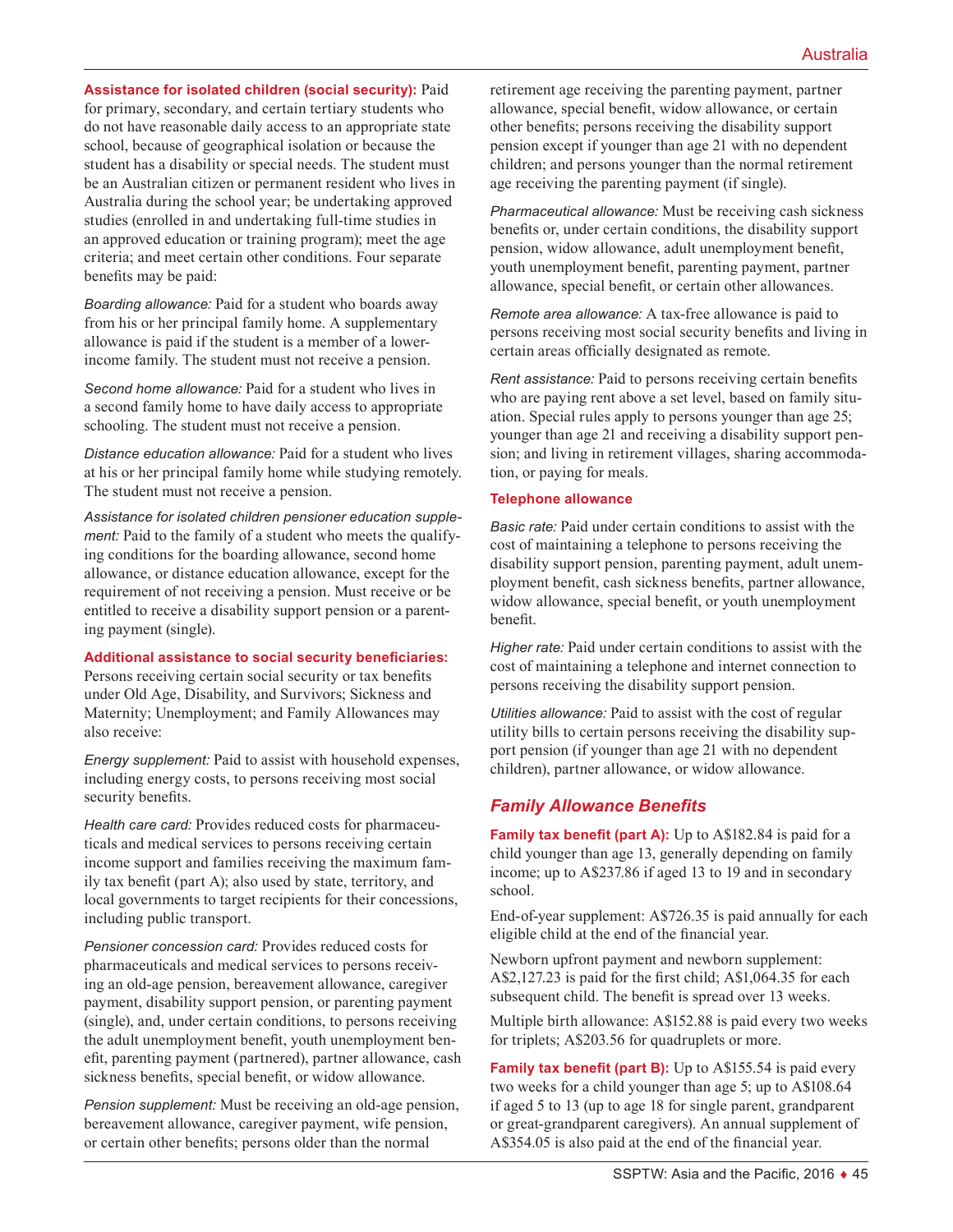**Assistance for isolated children (social security):** Paid for primary, secondary, and certain tertiary students who do not have reasonable daily access to an appropriate state school, because of geographical isolation or because the student has a disability or special needs. The student must be an Australian citizen or permanent resident who lives in Australia during the school year; be undertaking approved studies (enrolled in and undertaking full-time studies in an approved education or training program); meet the age criteria; and meet certain other conditions. Four separate benefits may be paid:

*Boarding allowance:* Paid for a student who boards away from his or her principal family home. A supplementary allowance is paid if the student is a member of a lower-income family. The student must not receive a pension.

*Second home allowance:* Paid for a student who lives in a second family home to have daily access to appropriate schooling. The student must not receive a pension.

*Distance education allowance:* Paid for a student who lives at his or her principal family home while studying remotely. The student must not receive a pension.

*Assistance for isolated children pensioner education supplement:* Paid to the family of a student who meets the qualifying conditions for the boarding allowance, second home allowance, or distance education allowance, except for the requirement of not receiving a pension. Must receive or be entitled to receive a disability support pension or a parenting payment (single).

**Additional assistance to social security beneficiaries:** Persons receiving certain social security or tax benefits under Old Age, Disability, and Survivors; Sickness and Maternity; Unemployment; and Family Allowances may also receive:

*Energy supplement:* Paid to assist with household expenses, including energy costs, to persons receiving most social security benefits.

*Health care card:* Provides reduced costs for pharmaceuticals and medical services to persons receiving certain income support and families receiving the maximum family tax benefit (part A); also used by state, territory, and local governments to target recipients for their concessions, including public transport.

*Pensioner concession card:* Provides reduced costs for pharmaceuticals and medical services to persons receiving an old-age pension, bereavement allowance, caregiver payment, disability support pension, or parenting payment (single), and, under certain conditions, to persons receiving the adult unemployment benefit, youth unemployment benefit, parenting payment (partnered), partner allowance, cash sickness benefits, special benefit, or widow allowance.

*Pension supplement:* Must be receiving an old-age pension, bereavement allowance, caregiver payment, wife pension, or certain other benefits; persons older than the normal retirement age receiving the parenting payment, partner allowance, special benefit, widow allowance, or certain other benefits; persons receiving the disability support pension except if younger than age 21 with no dependent children; and persons younger than the normal retirement age receiving the parenting payment (if single).

*Pharmaceutical allowance:* Must be receiving cash sickness benefits or, under certain conditions, the disability support pension, widow allowance, adult unemployment benefit, youth unemployment benefit, parenting payment, partner allowance, special benefit, or certain other allowances.

*Remote area allowance:* A tax-free allowance is paid to persons receiving most social security benefits and living in certain areas officially designated as remote.

*Rent assistance:* Paid to persons receiving certain benefits who are paying rent above a set level, based on family situation. Special rules apply to persons younger than age 25; younger than age 21 and receiving a disability support pension; and living in retirement villages, sharing accommodation, or paying for meals.

**Telephone allowance**

*Basic rate:* Paid under certain conditions to assist with the cost of maintaining a telephone to persons receiving the disability support pension, parenting payment, adult unemployment benefit, cash sickness benefits, partner allowance, widow allowance, special benefit, or youth unemployment benefit.

*Higher rate:* Paid under certain conditions to assist with the cost of maintaining a telephone and internet connection to persons receiving the disability support pension.

*Utilities allowance:* Paid to assist with the cost of regular utility bills to certain persons receiving the disability support pension (if younger than age 21 with no dependent children), partner allowance, or widow allowance.

## *Family Allowance Benefits*

**Family tax benefit (part A):** Up to A$182.84 is paid for a child younger than age 13, generally depending on family income; up to A$237.86 if aged 13 to 19 and in secondary school.

End-of-year supplement: A$726.35 is paid annually for each eligible child at the end of the financial year.

Newborn upfront payment and newborn supplement: A$2,127.23 is paid for the first child; A$1,064.35 for each subsequent child. The benefit is spread over 13 weeks.

Multiple birth allowance: A$152.88 is paid every two weeks for triplets; A$203.56 for quadruplets or more.

**Family tax benefit (part B):** Up to A$155.54 is paid every two weeks for a child younger than age 5; up to A$108.64 if aged 5 to 13 (up to age 18 for single parent, grandparent or great-grandparent caregivers). An annual supplement of A$354.05 is also paid at the end of the financial year.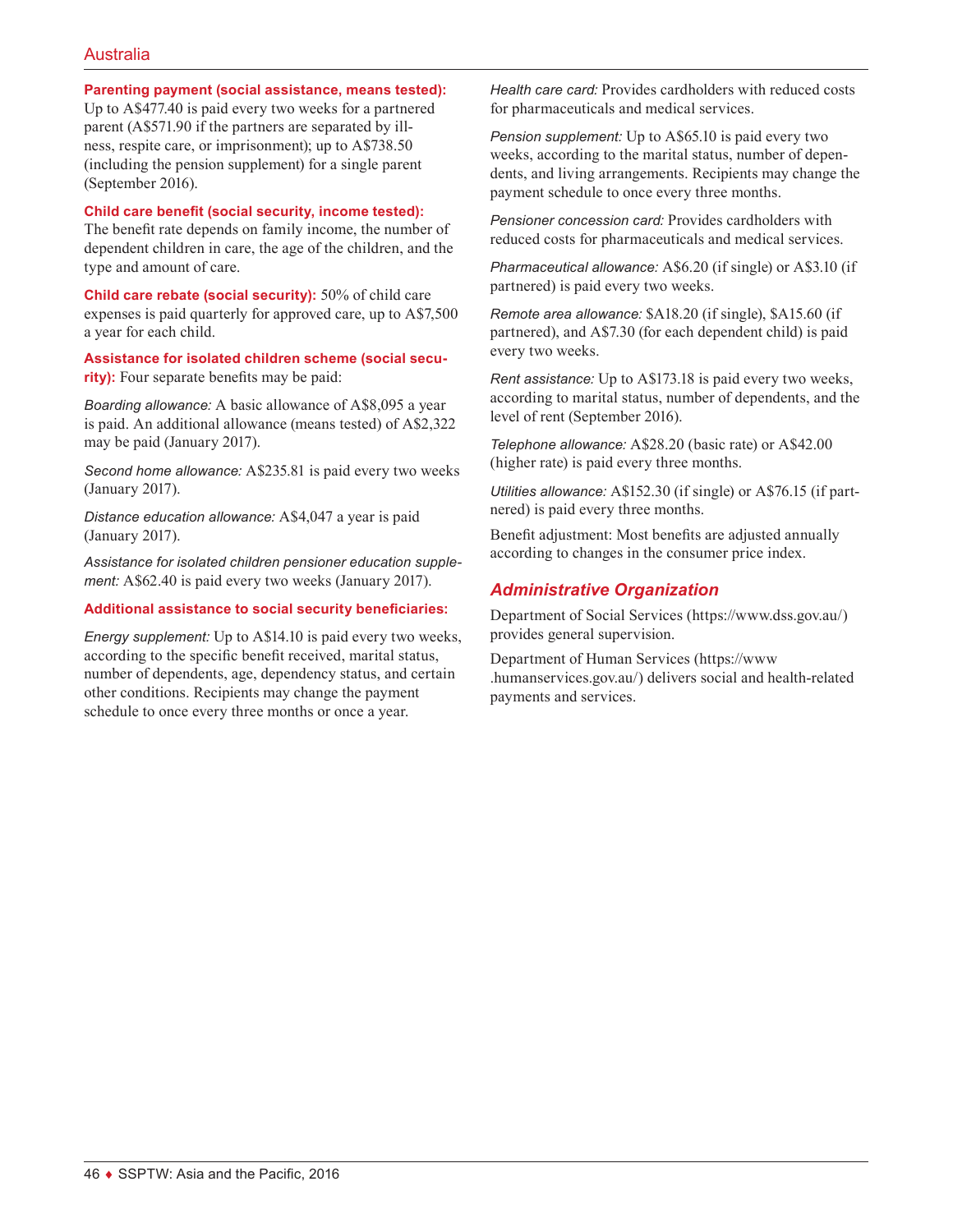**Parenting payment (social assistance, means tested):** Up to A$477.40 is paid every two weeks for a partnered parent (A$571.90 if the partners are separated by illness, respite care, or imprisonment); up to A$738.50 (including the pension supplement) for a single parent (September 2016).

**Child care benefit (social security, income tested):** The benefit rate depends on family income, the number of dependent children in care, the age of the children, and the type and amount of care.

**Child care rebate (social security):** 50% of child care expenses is paid quarterly for approved care, up to A$7,500 a year for each child.

**Assistance for isolated children scheme (social security):** Four separate benefits may be paid:

*Boarding allowance:* A basic allowance of A$8,095 a year is paid. An additional allowance (means tested) of A$2,322 may be paid (January 2017).

*Second home allowance:* A$235.81 is paid every two weeks (January 2017).

*Distance education allowance:* A$4,047 a year is paid (January 2017).

*Assistance for isolated children pensioner education supplement:* A$62.40 is paid every two weeks (January 2017).

**Additional assistance to social security beneficiaries:**

*Energy supplement:* Up to A$14.10 is paid every two weeks, according to the specific benefit received, marital status, number of dependents, age, dependency status, and certain other conditions. Recipients may change the payment schedule to once every three months or once a year.

*Health care card:* Provides cardholders with reduced costs for pharmaceuticals and medical services.

*Pension supplement:* Up to A$65.10 is paid every two weeks, according to the marital status, number of dependents, and living arrangements. Recipients may change the payment schedule to once every three months.

*Pensioner concession card:* Provides cardholders with reduced costs for pharmaceuticals and medical services.

*Pharmaceutical allowance:* A$6.20 (if single) or A$3.10 (if partnered) is paid every two weeks.

*Remote area allowance:* $A18.20 (if single), $A15.60 (if partnered), and A$7.30 (for each dependent child) is paid every two weeks.

*Rent assistance:* Up to A$173.18 is paid every two weeks, according to marital status, number of dependents, and the level of rent (September 2016).

*Telephone allowance:* A$28.20 (basic rate) or A$42.00 (higher rate) is paid every three months.

*Utilities allowance:* A$152.30 (if single) or A$76.15 (if partnered) is paid every three months.

Benefit adjustment: Most benefits are adjusted annually according to changes in the consumer price index.

## Administrative Organization

Department of Social Services (https://www.dss.gov.au/) provides general supervision.

Department of Human Services (https://www.humanservices.gov.au/) delivers social and health-related payments and services.